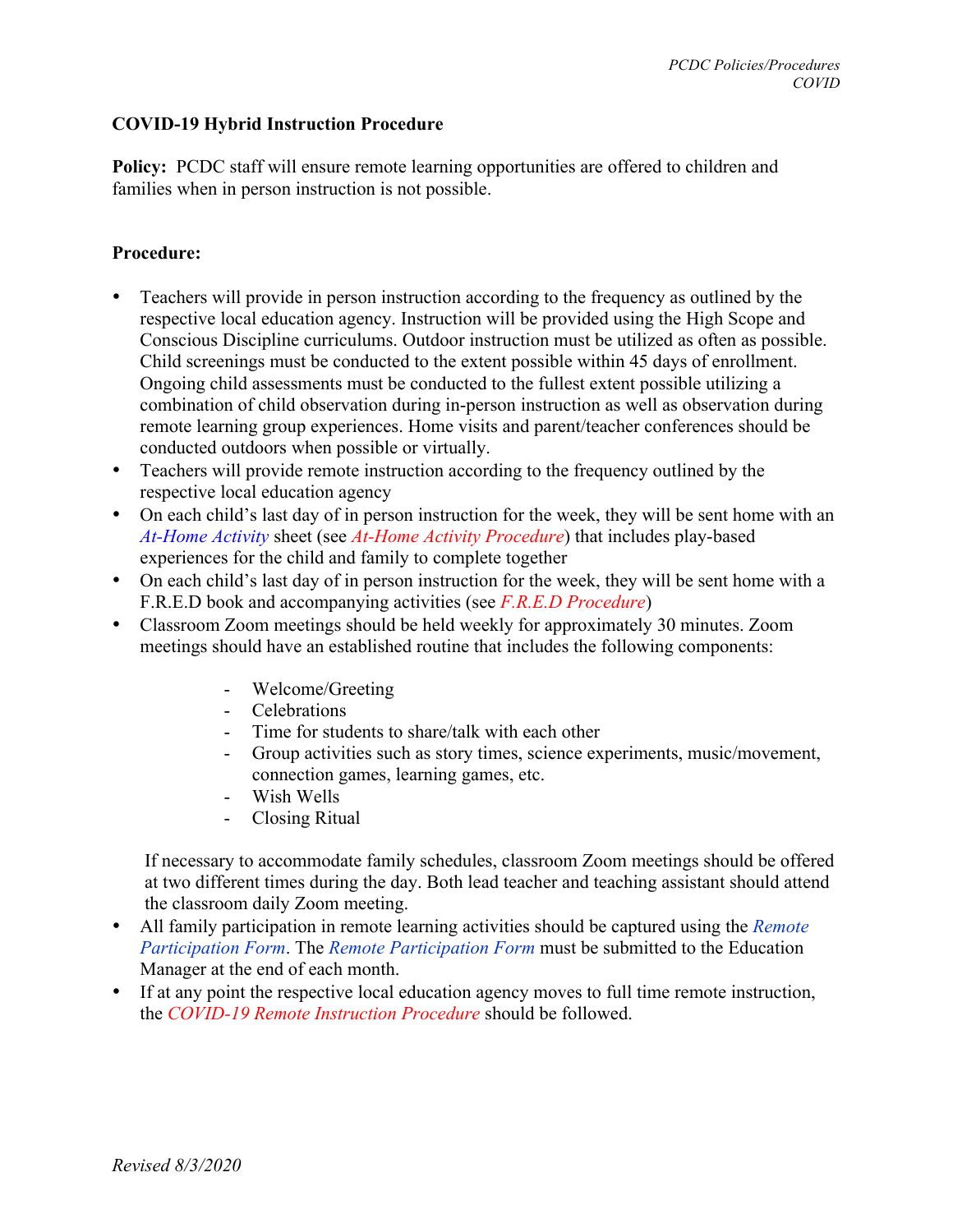## COVID-19 Hybrid Instruction Procedure

**Policy:** PCDC staff will ensure remote learning opportunities are offered to children and families when in person instruction is not possible.

**Procedure:**

- Teachers will provide in person instruction according to the frequency as outlined by the respective local education agency. Instruction will be provided using the High Scope and Conscious Discipline curriculums. Outdoor instruction must be utilized as often as possible. Child screenings must be conducted to the extent possible within 45 days of enrollment. Ongoing child assessments must be conducted to the fullest extent possible utilizing a combination of child observation during in-person instruction as well as observation during remote learning group experiences. Home visits and parent/teacher conferences should be conducted outdoors when possible or virtually.
- Teachers will provide remote instruction according to the frequency outlined by the respective local education agency
- On each child's last day of in person instruction for the week, they will be sent home with an *At-Home Activity* sheet (see *At-Home Activity Procedure*) that includes play-based experiences for the child and family to complete together
- On each child's last day of in person instruction for the week, they will be sent home with a F.R.E.D book and accompanying activities (see *F.R.E.D Procedure*)
- Classroom Zoom meetings should be held weekly for approximately 30 minutes. Zoom meetings should have an established routine that includes the following components:

    - Welcome/Greeting
    - Celebrations
    - Time for students to share/talk with each other
    - Group activities such as story times, science experiments, music/movement, connection games, learning games, etc.
    - Wish Wells
    - Closing Ritual

  If necessary to accommodate family schedules, classroom Zoom meetings should be offered at two different times during the day. Both lead teacher and teaching assistant should attend the classroom daily Zoom meeting.
- All family participation in remote learning activities should be captured using the *Remote Participation Form*. The *Remote Participation Form* must be submitted to the Education Manager at the end of each month.
- If at any point the respective local education agency moves to full time remote instruction, the *COVID-19 Remote Instruction Procedure* should be followed.

*Revised 8/3/2020*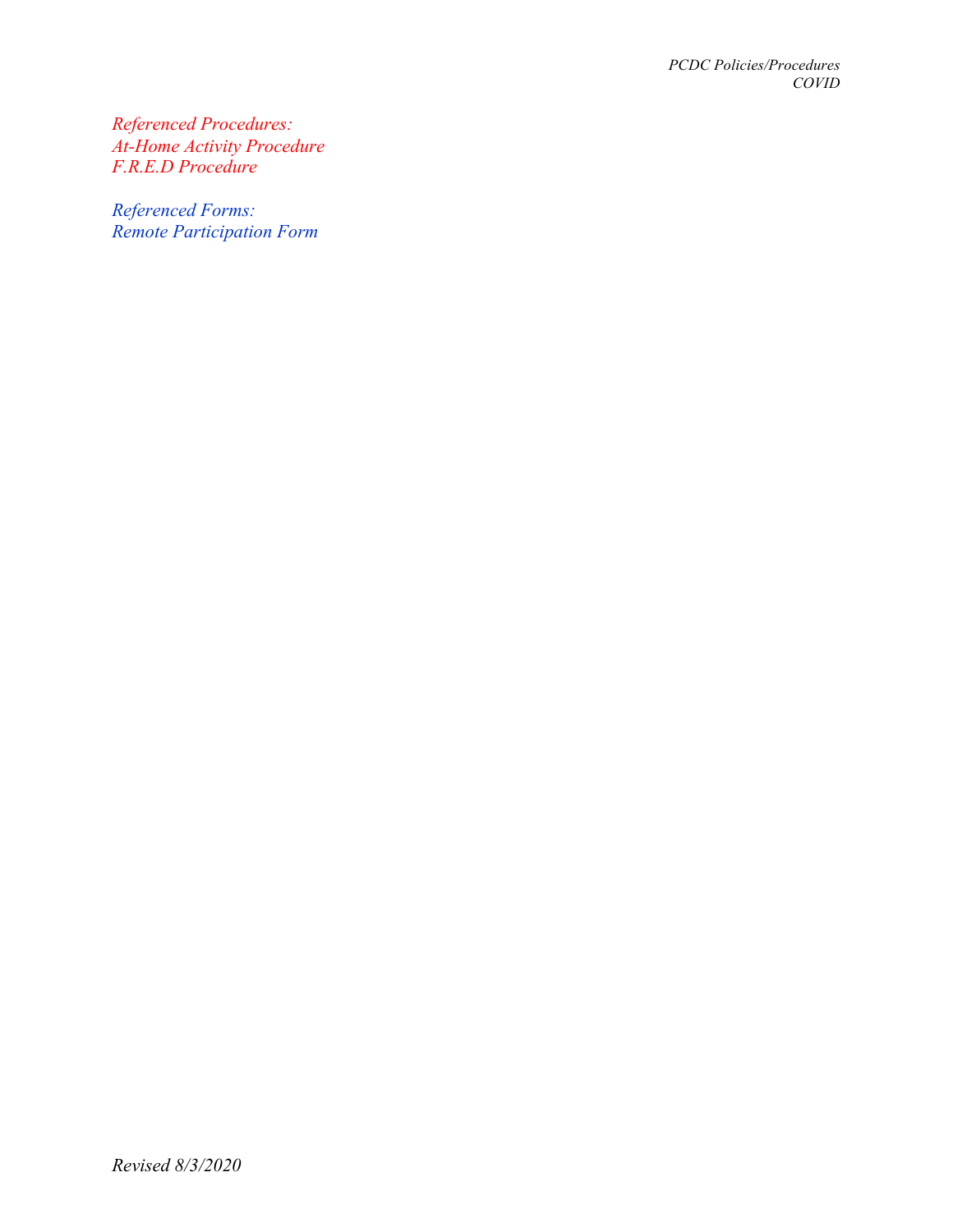*Referenced Procedures:*
*At-Home Activity Procedure*
*F.R.E.D Procedure*

*Referenced Forms:*
*Remote Participation Form*

*Revised 8/3/2020*